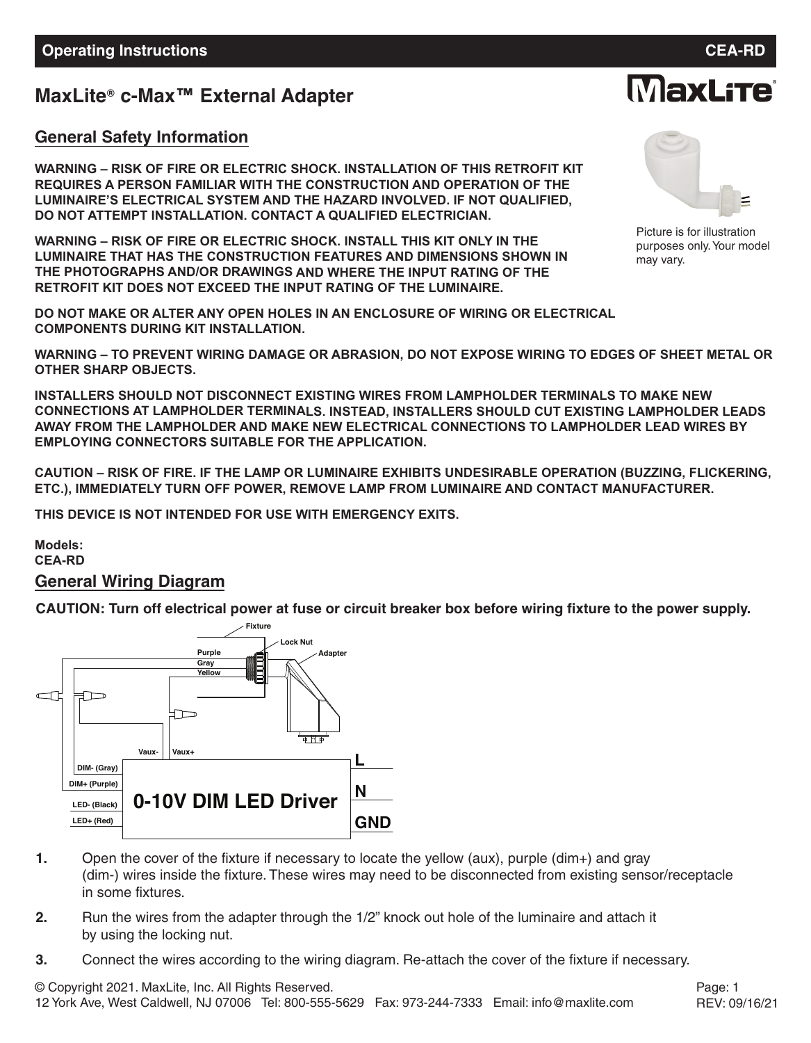Operating Instructions **CEA-RD**

# MaxLite® c-Max™ External Adapter

## General Safety Information

**WARNING – RISK OF FIRE OR ELECTRIC SHOCK. INSTALLATION OF THIS RETROFIT KIT REQUIRES A PERSON FAMILIAR WITH THE CONSTRUCTION AND OPERATION OF THE LUMINAIRE'S ELECTRICAL SYSTEM AND THE HAZARD INVOLVED. IF NOT QUALIFIED, DO NOT ATTEMPT INSTALLATION. CONTACT A QUALIFIED ELECTRICIAN.**

**WARNING – RISK OF FIRE OR ELECTRIC SHOCK. INSTALL THIS KIT ONLY IN THE LUMINAIRE THAT HAS THE CONSTRUCTION FEATURES AND DIMENSIONS SHOWN IN THE PHOTOGRAPHS AND/OR DRAWINGS AND WHERE THE INPUT RATING OF THE RETROFIT KIT DOES NOT EXCEED THE INPUT RATING OF THE LUMINAIRE.**

**DO NOT MAKE OR ALTER ANY OPEN HOLES IN AN ENCLOSURE OF WIRING OR ELECTRICAL COMPONENTS DURING KIT INSTALLATION.**

**WARNING – TO PREVENT WIRING DAMAGE OR ABRASION, DO NOT EXPOSE WIRING TO EDGES OF SHEET METAL OR OTHER SHARP OBJECTS.**

**INSTALLERS SHOULD NOT DISCONNECT EXISTING WIRES FROM LAMPHOLDER TERMINALS TO MAKE NEW CONNECTIONS AT LAMPHOLDER TERMINALS. INSTEAD, INSTALLERS SHOULD CUT EXISTING LAMPHOLDER LEADS AWAY FROM THE LAMPHOLDER AND MAKE NEW ELECTRICAL CONNECTIONS TO LAMPHOLDER LEAD WIRES BY EMPLOYING CONNECTORS SUITABLE FOR THE APPLICATION.**

**CAUTION – RISK OF FIRE. IF THE LAMP OR LUMINAIRE EXHIBITS UNDESIRABLE OPERATION (BUZZING, FLICKERING, ETC.), IMMEDIATELY TURN OFF POWER, REMOVE LAMP FROM LUMINAIRE AND CONTACT MANUFACTURER.**

**THIS DEVICE IS NOT INTENDED FOR USE WITH EMERGENCY EXITS.**

Picture is for illustration purposes only. Your model may vary.

**Models:**
**CEA-RD**

## General Wiring Diagram

**CAUTION: Turn off electrical power at fuse or circuit breaker box before wiring fixture to the power supply.**

Fixture
Lock Nut
Adapter
Purple
Gray
Yellow
Vaux-
Vaux+
DIM- (Gray)
DIM+ (Purple)
LED- (Black)
LED+ (Red)
0-10V DIM LED Driver
L
N
GND

1. Open the cover of the fixture if necessary to locate the yellow (aux), purple (dim+) and gray (dim-) wires inside the fixture. These wires may need to be disconnected from existing sensor/receptacle in some fixtures.
2. Run the wires from the adapter through the 1/2" knock out hole of the luminaire and attach it by using the locking nut.
3. Connect the wires according to the wiring diagram. Re-attach the cover of the fixture if necessary.

© Copyright 2021. MaxLite, Inc. All Rights Reserved.
12 York Ave, West Caldwell, NJ 07006 Tel: 800-555-5629 Fax: 973-244-7333 Email: info@maxlite.com

REV: 09/16/21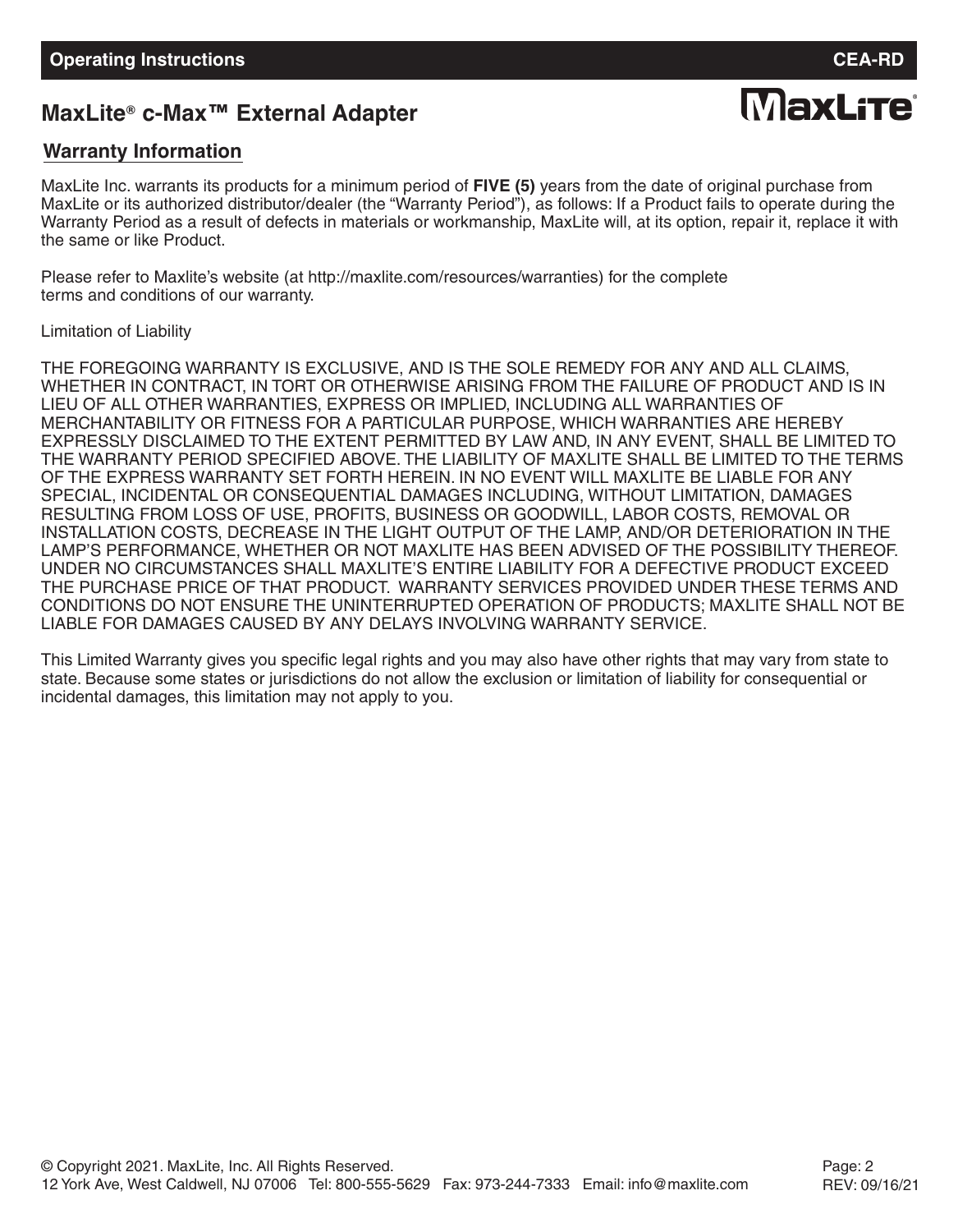## MaxLite® c-Max™ External Adapter

### Warranty Information

MaxLite Inc. warrants its products for a minimum period of **FIVE (5)** years from the date of original purchase from MaxLite or its authorized distributor/dealer (the "Warranty Period"), as follows: If a Product fails to operate during the Warranty Period as a result of defects in materials or workmanship, MaxLite will, at its option, repair it, replace it with the same or like Product.

Please refer to Maxlite's website (at http://maxlite.com/resources/warranties) for the complete terms and conditions of our warranty.

Limitation of Liability

THE FOREGOING WARRANTY IS EXCLUSIVE, AND IS THE SOLE REMEDY FOR ANY AND ALL CLAIMS, WHETHER IN CONTRACT, IN TORT OR OTHERWISE ARISING FROM THE FAILURE OF PRODUCT AND IS IN LIEU OF ALL OTHER WARRANTIES, EXPRESS OR IMPLIED, INCLUDING ALL WARRANTIES OF MERCHANTABILITY OR FITNESS FOR A PARTICULAR PURPOSE, WHICH WARRANTIES ARE HEREBY EXPRESSLY DISCLAIMED TO THE EXTENT PERMITTED BY LAW AND, IN ANY EVENT, SHALL BE LIMITED TO THE WARRANTY PERIOD SPECIFIED ABOVE. THE LIABILITY OF MAXLITE SHALL BE LIMITED TO THE TERMS OF THE EXPRESS WARRANTY SET FORTH HEREIN. IN NO EVENT WILL MAXLITE BE LIABLE FOR ANY SPECIAL, INCIDENTAL OR CONSEQUENTIAL DAMAGES INCLUDING, WITHOUT LIMITATION, DAMAGES RESULTING FROM LOSS OF USE, PROFITS, BUSINESS OR GOODWILL, LABOR COSTS, REMOVAL OR INSTALLATION COSTS, DECREASE IN THE LIGHT OUTPUT OF THE LAMP, AND/OR DETERIORATION IN THE LAMP'S PERFORMANCE, WHETHER OR NOT MAXLITE HAS BEEN ADVISED OF THE POSSIBILITY THEREOF. UNDER NO CIRCUMSTANCES SHALL MAXLITE'S ENTIRE LIABILITY FOR A DEFECTIVE PRODUCT EXCEED THE PURCHASE PRICE OF THAT PRODUCT. WARRANTY SERVICES PROVIDED UNDER THESE TERMS AND CONDITIONS DO NOT ENSURE THE UNINTERRUPTED OPERATION OF PRODUCTS; MAXLITE SHALL NOT BE LIABLE FOR DAMAGES CAUSED BY ANY DELAYS INVOLVING WARRANTY SERVICE.

This Limited Warranty gives you specific legal rights and you may also have other rights that may vary from state to state. Because some states or jurisdictions do not allow the exclusion or limitation of liability for consequential or incidental damages, this limitation may not apply to you.

© Copyright 2021. MaxLite, Inc. All Rights Reserved.
12 York Ave, West Caldwell, NJ 07006 Tel: 800-555-5629 Fax: 973-244-7333 Email: info@maxlite.com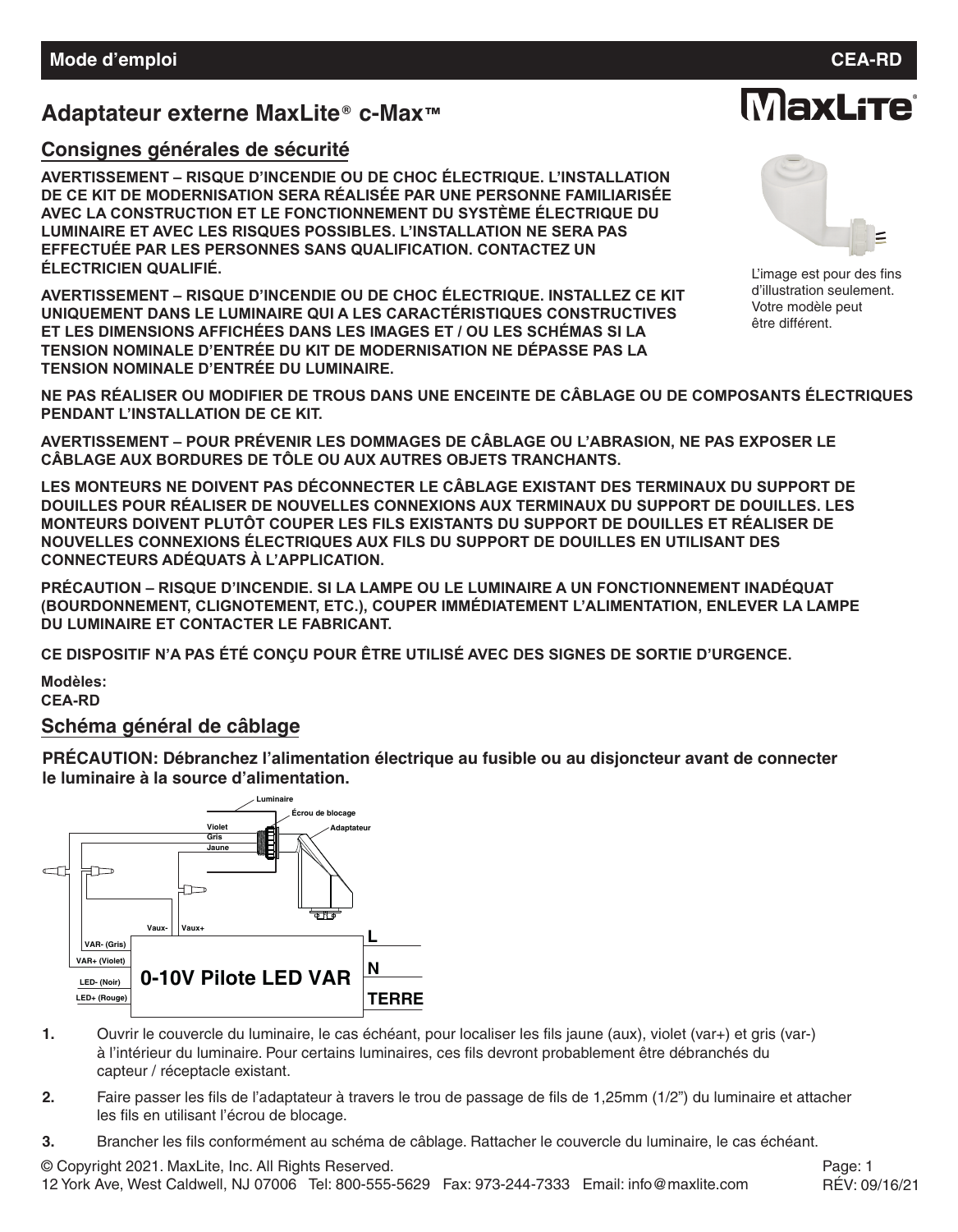**Mode d'emploi** **CEA-RD**

# Adaptateur externe MaxLite® c-Max™

## Consignes générales de sécurité

**AVERTISSEMENT – RISQUE D'INCENDIE OU DE CHOC ÉLECTRIQUE. L'INSTALLATION DE CE KIT DE MODERNISATION SERA RÉALISÉE PAR UNE PERSONNE FAMILIARISÉE AVEC LA CONSTRUCTION ET LE FONCTIONNEMENT DU SYSTÈME ÉLECTRIQUE DU LUMINAIRE ET AVEC LES RISQUES POSSIBLES. L'INSTALLATION NE SERA PAS EFFECTUÉE PAR LES PERSONNES SANS QUALIFICATION. CONTACTEZ UN ÉLECTRICIEN QUALIFIÉ.**

**AVERTISSEMENT – RISQUE D'INCENDIE OU DE CHOC ÉLECTRIQUE. INSTALLEZ CE KIT UNIQUEMENT DANS LE LUMINAIRE QUI A LES CARACTÉRISTIQUES CONSTRUCTIVES ET LES DIMENSIONS AFFICHÉES DANS LES IMAGES ET / OU LES SCHÉMAS SI LA TENSION NOMINALE D'ENTRÉE DU KIT DE MODERNISATION NE DÉPASSE PAS LA TENSION NOMINALE D'ENTRÉE DU LUMINAIRE.**

L'image est pour des fins d'illustration seulement. Votre modèle peut être différent.

**NE PAS RÉALISER OU MODIFIER DE TROUS DANS UNE ENCEINTE DE CÂBLAGE OU DE COMPOSANTS ÉLECTRIQUES PENDANT L'INSTALLATION DE CE KIT.**

**AVERTISSEMENT – POUR PRÉVENIR LES DOMMAGES DE CÂBLAGE OU L'ABRASION, NE PAS EXPOSER LE CÂBLAGE AUX BORDURES DE TÔLE OU AUX AUTRES OBJETS TRANCHANTS.**

**LES MONTEURS NE DOIVENT PAS DÉCONNECTER LE CÂBLAGE EXISTANT DES TERMINAUX DU SUPPORT DE DOUILLES POUR RÉALISER DE NOUVELLES CONNEXIONS AUX TERMINAUX DU SUPPORT DE DOUILLES. LES MONTEURS DOIVENT PLUTÔT COUPER LES FILS EXISTANTS DU SUPPORT DE DOUILLES ET RÉALISER DE NOUVELLES CONNEXIONS ÉLECTRIQUES AUX FILS DU SUPPORT DE DOUILLES EN UTILISANT DES CONNECTEURS ADÉQUATS À L'APPLICATION.**

**PRÉCAUTION – RISQUE D'INCENDIE. SI LA LAMPE OU LE LUMINAIRE A UN FONCTIONNEMENT INADÉQUAT (BOURDONNEMENT, CLIGNOTEMENT, ETC.), COUPER IMMÉDIATEMENT L'ALIMENTATION, ENLEVER LA LAMPE DU LUMINAIRE ET CONTACTER LE FABRICANT.**

**CE DISPOSITIF N'A PAS ÉTÉ CONÇU POUR ÊTRE UTILISÉ AVEC DES SIGNES DE SORTIE D'URGENCE.**

**Modèles:**
**CEA-RD**

## Schéma général de câblage

**PRÉCAUTION: Débranchez l'alimentation électrique au fusible ou au disjoncteur avant de connecter le luminaire à la source d'alimentation.**

Luminaire
Écrou de blocage
Adaptateur
Violet
Gris
Jaune
Vaux-
Vaux+
VAR- (Gris)
VAR+ (Violet)
LED- (Noir)
LED+ (Rouge)
0-10V Pilote LED VAR
L
N
TERRE

1. Ouvrir le couvercle du luminaire, le cas échéant, pour localiser les fils jaune (aux), violet (var+) et gris (var-) à l'intérieur du luminaire. Pour certains luminaires, ces fils devront probablement être débranchés du capteur / réceptacle existant.
2. Faire passer les fils de l'adaptateur à travers le trou de passage de fils de 1,25mm (1/2") du luminaire et attacher les fils en utilisant l'écrou de blocage.
3. Brancher les fils conformément au schéma de câblage. Rattacher le couvercle du luminaire, le cas échéant.

© Copyright 2021. MaxLite, Inc. All Rights Reserved.
12 York Ave, West Caldwell, NJ 07006 Tel: 800-555-5629 Fax: 973-244-7333 Email: info@maxlite.com
RÉV: 09/16/21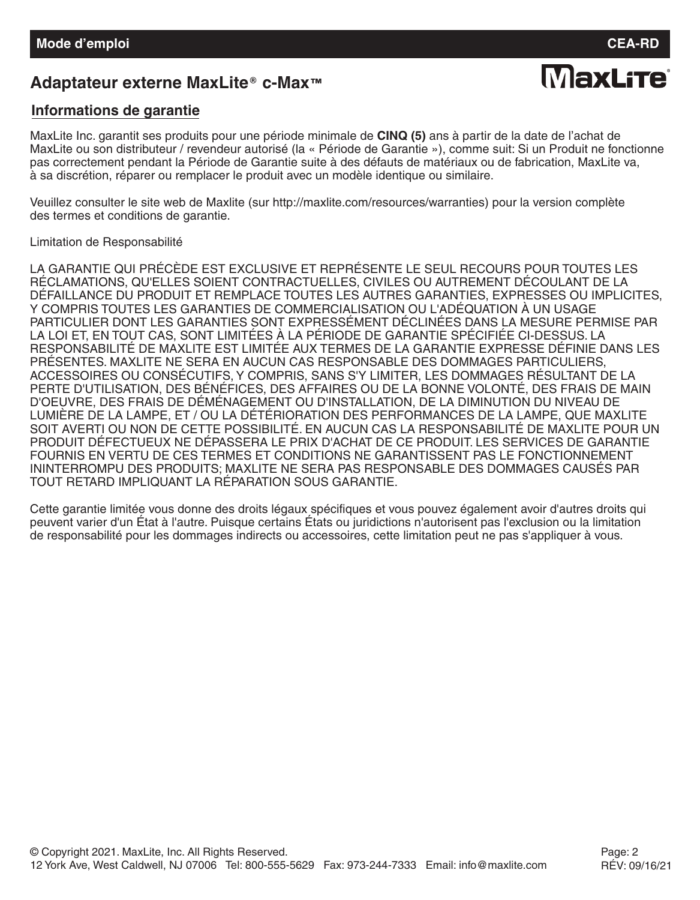# Adaptateur externe MaxLite® c-Max™

## Informations de garantie

MaxLite Inc. garantit ses produits pour une période minimale de **CINQ (5)** ans à partir de la date de l'achat de MaxLite ou son distributeur / revendeur autorisé (la « Période de Garantie »), comme suit: Si un Produit ne fonctionne pas correctement pendant la Période de Garantie suite à des défauts de matériaux ou de fabrication, MaxLite va, à sa discrétion, réparer ou remplacer le produit avec un modèle identique ou similaire.

Veuillez consulter le site web de Maxlite (sur http://maxlite.com/resources/warranties) pour la version complète des termes et conditions de garantie.

Limitation de Responsabilité

LA GARANTIE QUI PRÉCÈDE EST EXCLUSIVE ET REPRÉSENTE LE SEUL RECOURS POUR TOUTES LES RÉCLAMATIONS, QU'ELLES SOIENT CONTRACTUELLES, CIVILES OU AUTREMENT DÉCOULANT DE LA DÉFAILLANCE DU PRODUIT ET REMPLACE TOUTES LES AUTRES GARANTIES, EXPRESSES OU IMPLICITES, Y COMPRIS TOUTES LES GARANTIES DE COMMERCIALISATION OU L'ADÉQUATION À UN USAGE PARTICULIER DONT LES GARANTIES SONT EXPRESSÉMENT DÉCLINÉES DANS LA MESURE PERMISE PAR LA LOI ET, EN TOUT CAS, SONT LIMITÉES À LA PÉRIODE DE GARANTIE SPÉCIFIÉE CI-DESSUS. LA RESPONSABILITÉ DE MAXLITE EST LIMITÉE AUX TERMES DE LA GARANTIE EXPRESSE DÉFINIE DANS LES PRÉSENTES. MAXLITE NE SERA EN AUCUN CAS RESPONSABLE DES DOMMAGES PARTICULIERS, ACCESSOIRES OU CONSÉCUTIFS, Y COMPRIS, SANS S'Y LIMITER, LES DOMMAGES RÉSULTANT DE LA PERTE D'UTILISATION, DES BÉNÉFICES, DES AFFAIRES OU DE LA BONNE VOLONTÉ, DES FRAIS DE MAIN D'OEUVRE, DES FRAIS DE DÉMÉNAGEMENT OU D'INSTALLATION, DE LA DIMINUTION DU NIVEAU DE LUMIÈRE DE LA LAMPE, ET / OU LA DÉTÉRIORATION DES PERFORMANCES DE LA LAMPE, QUE MAXLITE SOIT AVERTI OU NON DE CETTE POSSIBILITÉ. EN AUCUN CAS LA RESPONSABILITÉ DE MAXLITE POUR UN PRODUIT DÉFECTUEUX NE DÉPASSERA LE PRIX D'ACHAT DE CE PRODUIT. LES SERVICES DE GARANTIE FOURNIS EN VERTU DE CES TERMES ET CONDITIONS NE GARANTISSENT PAS LE FONCTIONNEMENT ININTERROMPU DES PRODUITS; MAXLITE NE SERA PAS RESPONSABLE DES DOMMAGES CAUSÉS PAR TOUT RETARD IMPLIQUANT LA RÉPARATION SOUS GARANTIE.

Cette garantie limitée vous donne des droits légaux spécifiques et vous pouvez également avoir d'autres droits qui peuvent varier d'un État à l'autre. Puisque certains États ou juridictions n'autorisent pas l'exclusion ou la limitation de responsabilité pour les dommages indirects ou accessoires, cette limitation peut ne pas s'appliquer à vous.

© Copyright 2021. MaxLite, Inc. All Rights Reserved.
12 York Ave, West Caldwell, NJ 07006 Tel: 800-555-5629 Fax: 973-244-7333 Email: info@maxlite.com

RÉV: 09/16/21